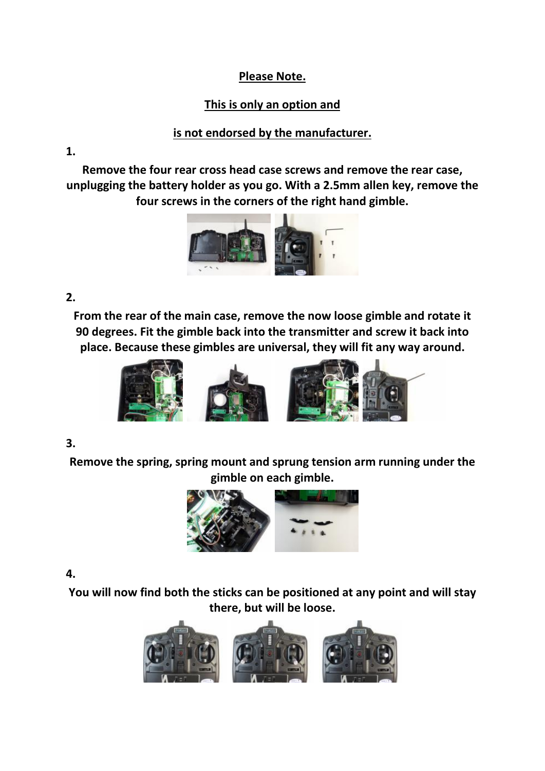**Please Note.**

**This is only an option and**

**is not endorsed by the manufacturer.**

**1.**

**Remove the four rear cross head case screws and remove the rear case, unplugging the battery holder as you go. With a 2.5mm allen key, remove the four screws in the corners of the right hand gimble.**

**2.**

**From the rear of the main case, remove the now loose gimble and rotate it 90 degrees. Fit the gimble back into the transmitter and screw it back into place. Because these gimbles are universal, they will fit any way around.**

**3.**

**Remove the spring, spring mount and sprung tension arm running under the gimble on each gimble.**

**4.**

**You will now find both the sticks can be positioned at any point and will stay there, but will be loose.**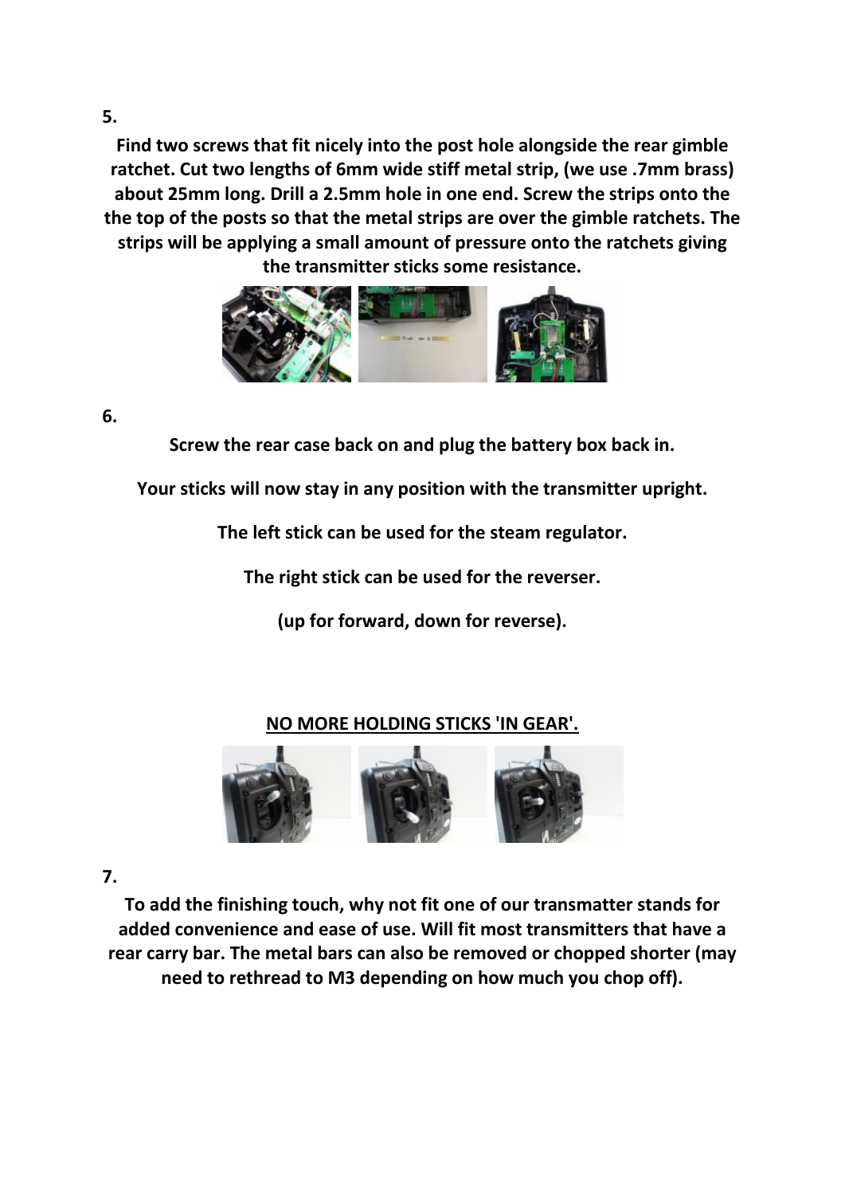**5.**

**Find two screws that fit nicely into the post hole alongside the rear gimble ratchet. Cut two lengths of 6mm wide stiff metal strip, (we use .7mm brass) about 25mm long. Drill a 2.5mm hole in one end. Screw the strips onto the the top of the posts so that the metal strips are over the gimble ratchets. The strips will be applying a small amount of pressure onto the ratchets giving the transmitter sticks some resistance.**

**6.**

**Screw the rear case back on and plug the battery box back in.**

**Your sticks will now stay in any position with the transmitter upright.**

**The left stick can be used for the steam regulator.**

**The right stick can be used for the reverser.**

**(up for forward, down for reverse).**

**<u>NO MORE HOLDING STICKS 'IN GEAR'.</u>**

**7.**

**To add the finishing touch, why not fit one of our transmatter stands for added convenience and ease of use. Will fit most transmitters that have a rear carry bar. The metal bars can also be removed or chopped shorter (may need to rethread to M3 depending on how much you chop off).**